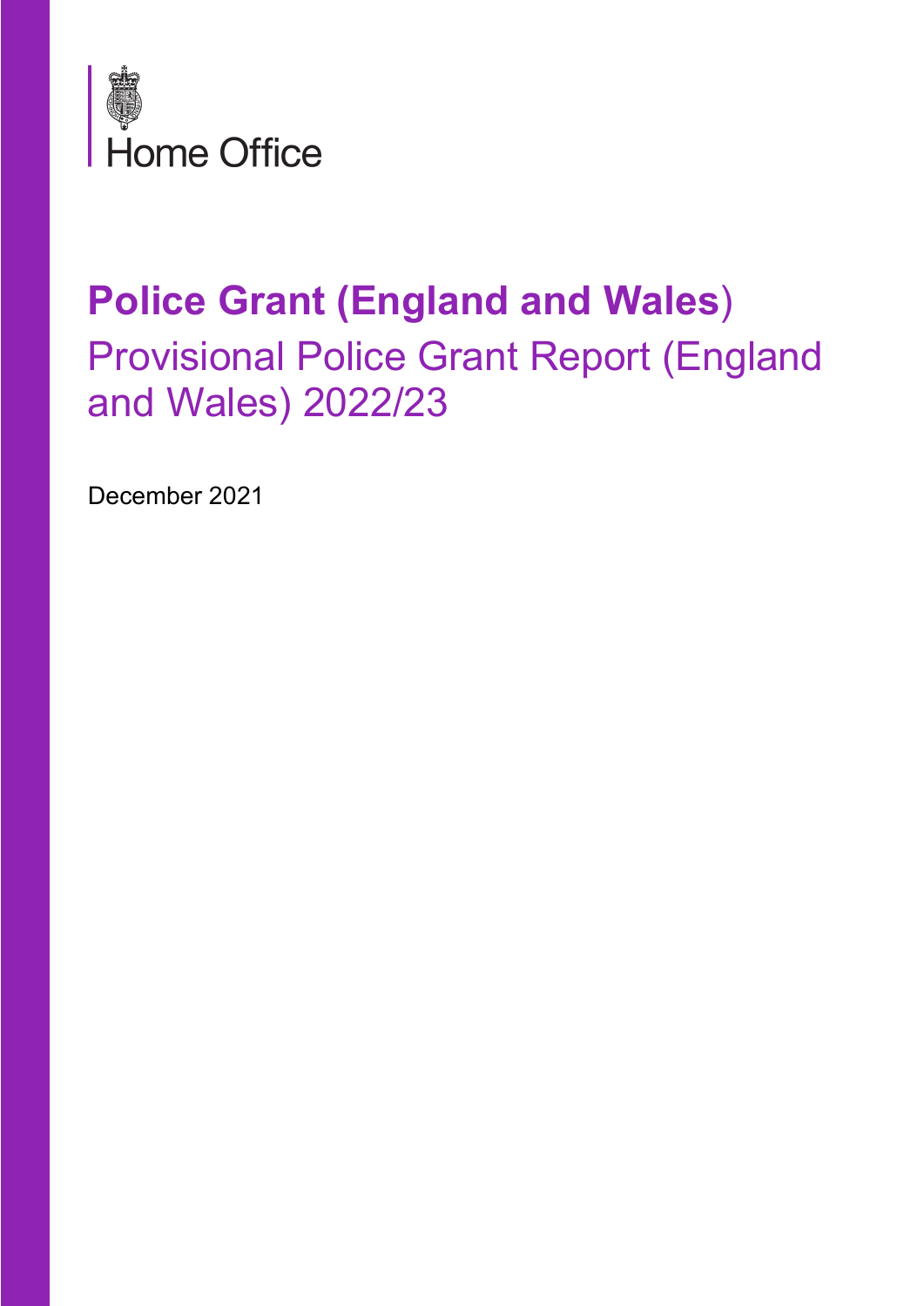Home Office

# Police Grant (England and Wales)

## Provisional Police Grant Report (England and Wales) 2022/23

December 2021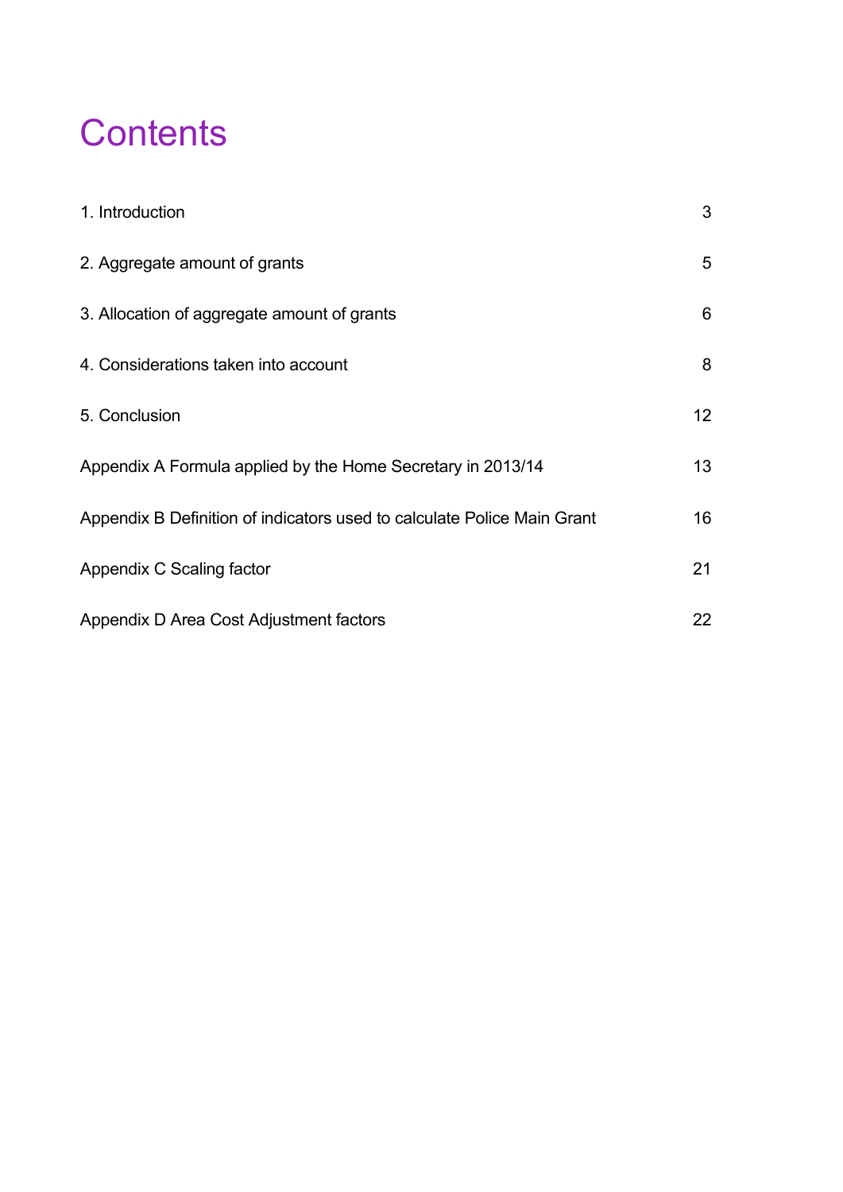# Contents

| | |
|---|---|
| 1. Introduction | 3 |
| 2. Aggregate amount of grants | 5 |
| 3. Allocation of aggregate amount of grants | 6 |
| 4. Considerations taken into account | 8 |
| 5. Conclusion | 12 |
| Appendix A Formula applied by the Home Secretary in 2013/14 | 13 |
| Appendix B Definition of indicators used to calculate Police Main Grant | 16 |
| Appendix C Scaling factor | 21 |
| Appendix D Area Cost Adjustment factors | 22 |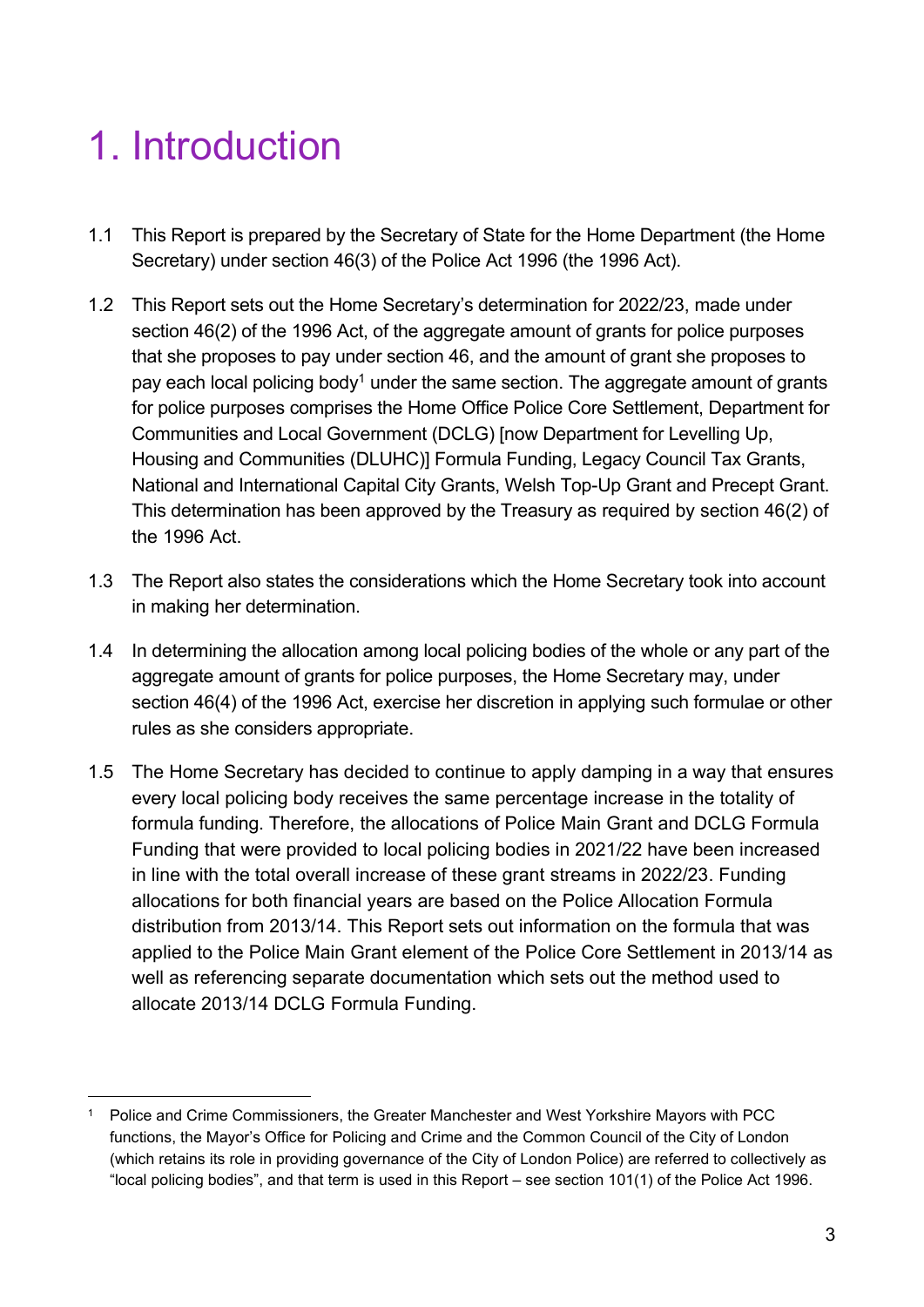# 1. Introduction

1.1 This Report is prepared by the Secretary of State for the Home Department (the Home Secretary) under section 46(3) of the Police Act 1996 (the 1996 Act).

1.2 This Report sets out the Home Secretary's determination for 2022/23, made under section 46(2) of the 1996 Act, of the aggregate amount of grants for police purposes that she proposes to pay under section 46, and the amount of grant she proposes to pay each local policing body[1] under the same section. The aggregate amount of grants for police purposes comprises the Home Office Police Core Settlement, Department for Communities and Local Government (DCLG) [now Department for Levelling Up, Housing and Communities (DLUHC)] Formula Funding, Legacy Council Tax Grants, National and International Capital City Grants, Welsh Top-Up Grant and Precept Grant. This determination has been approved by the Treasury as required by section 46(2) of the 1996 Act.

1.3 The Report also states the considerations which the Home Secretary took into account in making her determination.

1.4 In determining the allocation among local policing bodies of the whole or any part of the aggregate amount of grants for police purposes, the Home Secretary may, under section 46(4) of the 1996 Act, exercise her discretion in applying such formulae or other rules as she considers appropriate.

1.5 The Home Secretary has decided to continue to apply damping in a way that ensures every local policing body receives the same percentage increase in the totality of formula funding. Therefore, the allocations of Police Main Grant and DCLG Formula Funding that were provided to local policing bodies in 2021/22 have been increased in line with the total overall increase of these grant streams in 2022/23. Funding allocations for both financial years are based on the Police Allocation Formula distribution from 2013/14. This Report sets out information on the formula that was applied to the Police Main Grant element of the Police Core Settlement in 2013/14 as well as referencing separate documentation which sets out the method used to allocate 2013/14 DCLG Formula Funding.

---

[1] Police and Crime Commissioners, the Greater Manchester and West Yorkshire Mayors with PCC functions, the Mayor's Office for Policing and Crime and the Common Council of the City of London (which retains its role in providing governance of the City of London Police) are referred to collectively as "local policing bodies", and that term is used in this Report – see section 101(1) of the Police Act 1996.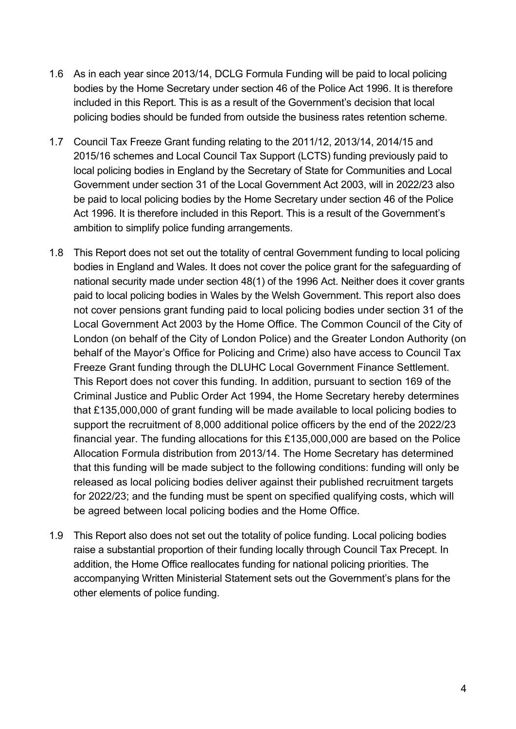1.6 As in each year since 2013/14, DCLG Formula Funding will be paid to local policing bodies by the Home Secretary under section 46 of the Police Act 1996. It is therefore included in this Report. This is as a result of the Government's decision that local policing bodies should be funded from outside the business rates retention scheme.

1.7 Council Tax Freeze Grant funding relating to the 2011/12, 2013/14, 2014/15 and 2015/16 schemes and Local Council Tax Support (LCTS) funding previously paid to local policing bodies in England by the Secretary of State for Communities and Local Government under section 31 of the Local Government Act 2003, will in 2022/23 also be paid to local policing bodies by the Home Secretary under section 46 of the Police Act 1996. It is therefore included in this Report. This is a result of the Government's ambition to simplify police funding arrangements.

1.8 This Report does not set out the totality of central Government funding to local policing bodies in England and Wales. It does not cover the police grant for the safeguarding of national security made under section 48(1) of the 1996 Act. Neither does it cover grants paid to local policing bodies in Wales by the Welsh Government. This report also does not cover pensions grant funding paid to local policing bodies under section 31 of the Local Government Act 2003 by the Home Office. The Common Council of the City of London (on behalf of the City of London Police) and the Greater London Authority (on behalf of the Mayor's Office for Policing and Crime) also have access to Council Tax Freeze Grant funding through the DLUHC Local Government Finance Settlement. This Report does not cover this funding. In addition, pursuant to section 169 of the Criminal Justice and Public Order Act 1994, the Home Secretary hereby determines that £135,000,000 of grant funding will be made available to local policing bodies to support the recruitment of 8,000 additional police officers by the end of the 2022/23 financial year. The funding allocations for this £135,000,000 are based on the Police Allocation Formula distribution from 2013/14. The Home Secretary has determined that this funding will be made subject to the following conditions: funding will only be released as local policing bodies deliver against their published recruitment targets for 2022/23; and the funding must be spent on specified qualifying costs, which will be agreed between local policing bodies and the Home Office.

1.9 This Report also does not set out the totality of police funding. Local policing bodies raise a substantial proportion of their funding locally through Council Tax Precept. In addition, the Home Office reallocates funding for national policing priorities. The accompanying Written Ministerial Statement sets out the Government's plans for the other elements of police funding.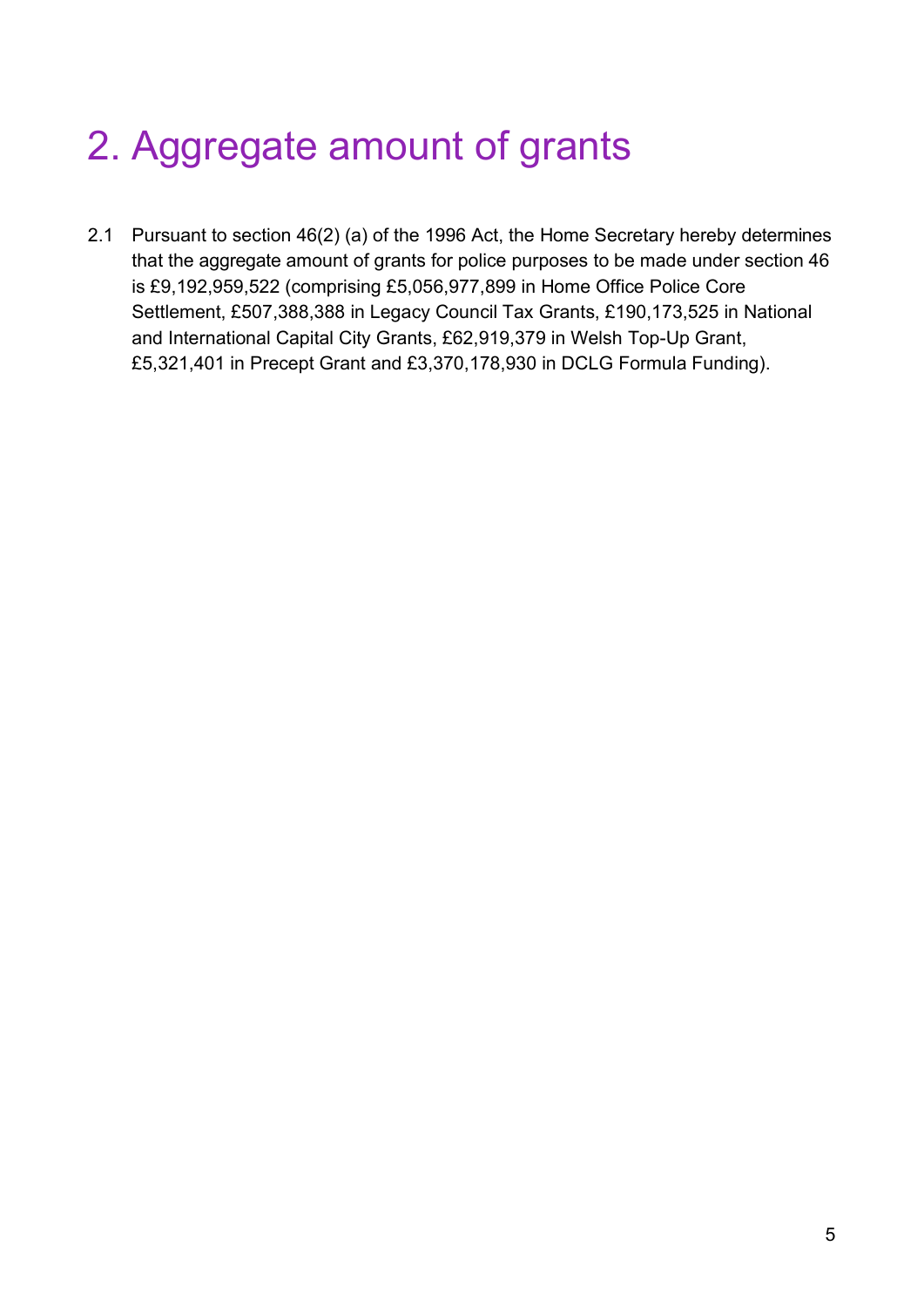# 2. Aggregate amount of grants

2.1 Pursuant to section 46(2) (a) of the 1996 Act, the Home Secretary hereby determines that the aggregate amount of grants for police purposes to be made under section 46 is £9,192,959,522 (comprising £5,056,977,899 in Home Office Police Core Settlement, £507,388,388 in Legacy Council Tax Grants, £190,173,525 in National and International Capital City Grants, £62,919,379 in Welsh Top-Up Grant, £5,321,401 in Precept Grant and £3,370,178,930 in DCLG Formula Funding).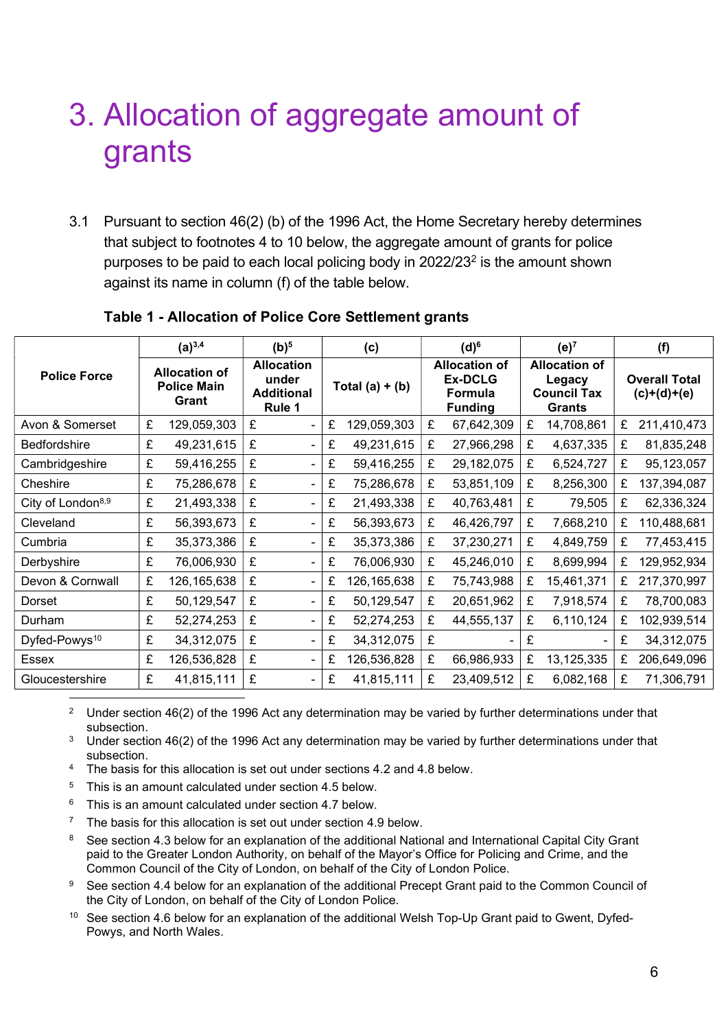# 3. Allocation of aggregate amount of grants

3.1 Pursuant to section 46(2) (b) of the 1996 Act, the Home Secretary hereby determines that subject to footnotes 4 to 10 below, the aggregate amount of grants for police purposes to be paid to each local policing body in 2022/23[2] is the amount shown against its name in column (f) of the table below.

**Table 1 - Allocation of Police Core Settlement grants**

| Police Force | (a)[3,4] | (b)[5] | (c) | (d)[6] | (e)[7] | (f) |
|---|---|---|---|---|---|---|
| | Allocation of Police Main Grant | Allocation under Additional Rule 1 | Total (a) + (b) | Allocation of Ex-DCLG Formula Funding | Allocation of Legacy Council Tax Grants | Overall Total (c)+(d)+(e) |
| Avon & Somerset | £ 129,059,303 | £ - | £ 129,059,303 | £ 67,642,309 | £ 14,708,861 | £ 211,410,473 |
| Bedfordshire | £ 49,231,615 | £ - | £ 49,231,615 | £ 27,966,298 | £ 4,637,335 | £ 81,835,248 |
| Cambridgeshire | £ 59,416,255 | £ - | £ 59,416,255 | £ 29,182,075 | £ 6,524,727 | £ 95,123,057 |
| Cheshire | £ 75,286,678 | £ - | £ 75,286,678 | £ 53,851,109 | £ 8,256,300 | £ 137,394,087 |
| City of London[8,9] | £ 21,493,338 | £ - | £ 21,493,338 | £ 40,763,481 | £ 79,505 | £ 62,336,324 |
| Cleveland | £ 56,393,673 | £ - | £ 56,393,673 | £ 46,426,797 | £ 7,668,210 | £ 110,488,681 |
| Cumbria | £ 35,373,386 | £ - | £ 35,373,386 | £ 37,230,271 | £ 4,849,759 | £ 77,453,415 |
| Derbyshire | £ 76,006,930 | £ - | £ 76,006,930 | £ 45,246,010 | £ 8,699,994 | £ 129,952,934 |
| Devon & Cornwall | £ 126,165,638 | £ - | £ 126,165,638 | £ 75,743,988 | £ 15,461,371 | £ 217,370,997 |
| Dorset | £ 50,129,547 | £ - | £ 50,129,547 | £ 20,651,962 | £ 7,918,574 | £ 78,700,083 |
| Durham | £ 52,274,253 | £ - | £ 52,274,253 | £ 44,555,137 | £ 6,110,124 | £ 102,939,514 |
| Dyfed-Powys[10] | £ 34,312,075 | £ - | £ 34,312,075 | £ - | £ - | £ 34,312,075 |
| Essex | £ 126,536,828 | £ - | £ 126,536,828 | £ 66,986,933 | £ 13,125,335 | £ 206,649,096 |
| Gloucestershire | £ 41,815,111 | £ - | £ 41,815,111 | £ 23,409,512 | £ 6,082,168 | £ 71,306,791 |

[2] Under section 46(2) of the 1996 Act any determination may be varied by further determinations under that subsection.

[3] Under section 46(2) of the 1996 Act any determination may be varied by further determinations under that subsection.

[4] The basis for this allocation is set out under sections 4.2 and 4.8 below.

[5] This is an amount calculated under section 4.5 below.

[6] This is an amount calculated under section 4.7 below.

[7] The basis for this allocation is set out under section 4.9 below.

[8] See section 4.3 below for an explanation of the additional National and International Capital City Grant paid to the Greater London Authority, on behalf of the Mayor's Office for Policing and Crime, and the Common Council of the City of London, on behalf of the City of London Police.

[9] See section 4.4 below for an explanation of the additional Precept Grant paid to the Common Council of the City of London, on behalf of the City of London Police.

[10] See section 4.6 below for an explanation of the additional Welsh Top-Up Grant paid to Gwent, Dyfed-Powys, and North Wales.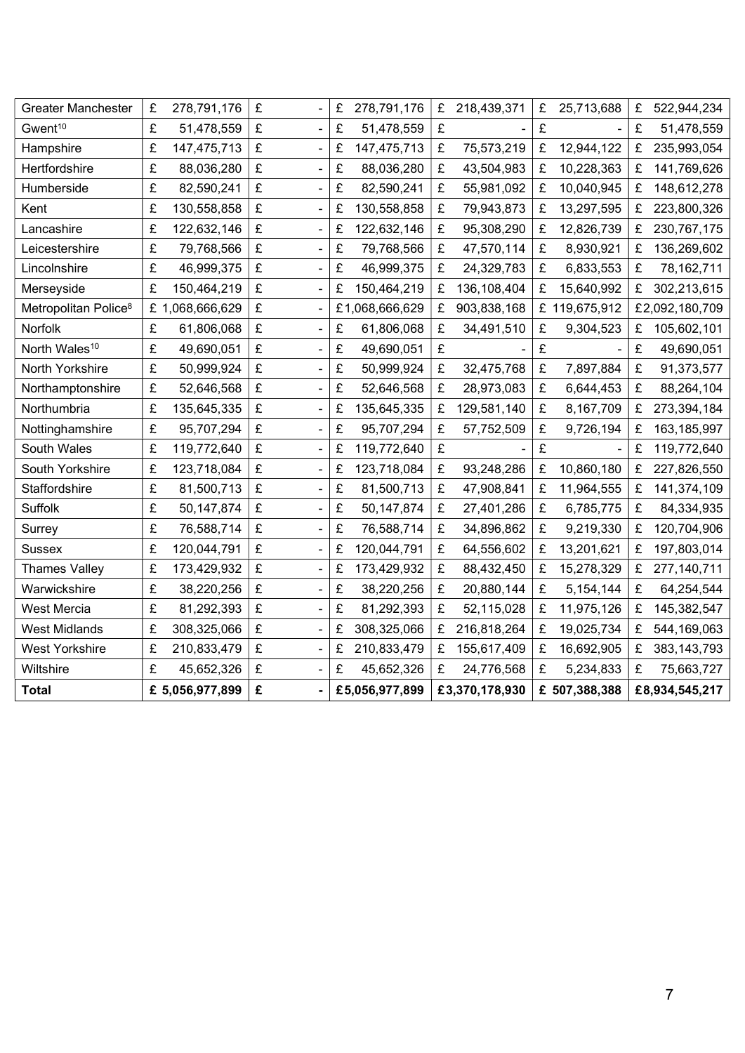| | | | | | | |
|---|---|---|---|---|---|---|
| Greater Manchester | £ 278,791,176 | £ - | £ 278,791,176 | £ 218,439,371 | £ 25,713,688 | £ 522,944,234 |
| Gwent[10] | £ 51,478,559 | £ - | £ 51,478,559 | £ - | £ - | £ 51,478,559 |
| Hampshire | £ 147,475,713 | £ - | £ 147,475,713 | £ 75,573,219 | £ 12,944,122 | £ 235,993,054 |
| Hertfordshire | £ 88,036,280 | £ - | £ 88,036,280 | £ 43,504,983 | £ 10,228,363 | £ 141,769,626 |
| Humberside | £ 82,590,241 | £ - | £ 82,590,241 | £ 55,981,092 | £ 10,040,945 | £ 148,612,278 |
| Kent | £ 130,558,858 | £ - | £ 130,558,858 | £ 79,943,873 | £ 13,297,595 | £ 223,800,326 |
| Lancashire | £ 122,632,146 | £ - | £ 122,632,146 | £ 95,308,290 | £ 12,826,739 | £ 230,767,175 |
| Leicestershire | £ 79,768,566 | £ - | £ 79,768,566 | £ 47,570,114 | £ 8,930,921 | £ 136,269,602 |
| Lincolnshire | £ 46,999,375 | £ - | £ 46,999,375 | £ 24,329,783 | £ 6,833,553 | £ 78,162,711 |
| Merseyside | £ 150,464,219 | £ - | £ 150,464,219 | £ 136,108,404 | £ 15,640,992 | £ 302,213,615 |
| Metropolitan Police[8] | £ 1,068,666,629 | £ - | £ 1,068,666,629 | £ 903,838,168 | £ 119,675,912 | £ 2,092,180,709 |
| Norfolk | £ 61,806,068 | £ - | £ 61,806,068 | £ 34,491,510 | £ 9,304,523 | £ 105,602,101 |
| North Wales[10] | £ 49,690,051 | £ - | £ 49,690,051 | £ - | £ - | £ 49,690,051 |
| North Yorkshire | £ 50,999,924 | £ - | £ 50,999,924 | £ 32,475,768 | £ 7,897,884 | £ 91,373,577 |
| Northamptonshire | £ 52,646,568 | £ - | £ 52,646,568 | £ 28,973,083 | £ 6,644,453 | £ 88,264,104 |
| Northumbria | £ 135,645,335 | £ - | £ 135,645,335 | £ 129,581,140 | £ 8,167,709 | £ 273,394,184 |
| Nottinghamshire | £ 95,707,294 | £ - | £ 95,707,294 | £ 57,752,509 | £ 9,726,194 | £ 163,185,997 |
| South Wales | £ 119,772,640 | £ - | £ 119,772,640 | £ - | £ - | £ 119,772,640 |
| South Yorkshire | £ 123,718,084 | £ - | £ 123,718,084 | £ 93,248,286 | £ 10,860,180 | £ 227,826,550 |
| Staffordshire | £ 81,500,713 | £ - | £ 81,500,713 | £ 47,908,841 | £ 11,964,555 | £ 141,374,109 |
| Suffolk | £ 50,147,874 | £ - | £ 50,147,874 | £ 27,401,286 | £ 6,785,775 | £ 84,334,935 |
| Surrey | £ 76,588,714 | £ - | £ 76,588,714 | £ 34,896,862 | £ 9,219,330 | £ 120,704,906 |
| Sussex | £ 120,044,791 | £ - | £ 120,044,791 | £ 64,556,602 | £ 13,201,621 | £ 197,803,014 |
| Thames Valley | £ 173,429,932 | £ - | £ 173,429,932 | £ 88,432,450 | £ 15,278,329 | £ 277,140,711 |
| Warwickshire | £ 38,220,256 | £ - | £ 38,220,256 | £ 20,880,144 | £ 5,154,144 | £ 64,254,544 |
| West Mercia | £ 81,292,393 | £ - | £ 81,292,393 | £ 52,115,028 | £ 11,975,126 | £ 145,382,547 |
| West Midlands | £ 308,325,066 | £ - | £ 308,325,066 | £ 216,818,264 | £ 19,025,734 | £ 544,169,063 |
| West Yorkshire | £ 210,833,479 | £ - | £ 210,833,479 | £ 155,617,409 | £ 16,692,905 | £ 383,143,793 |
| Wiltshire | £ 45,652,326 | £ - | £ 45,652,326 | £ 24,776,568 | £ 5,234,833 | £ 75,663,727 |
| **Total** | **£ 5,056,977,899** | **£ -** | **£ 5,056,977,899** | **£ 3,370,178,930** | **£ 507,388,388** | **£ 8,934,545,217** |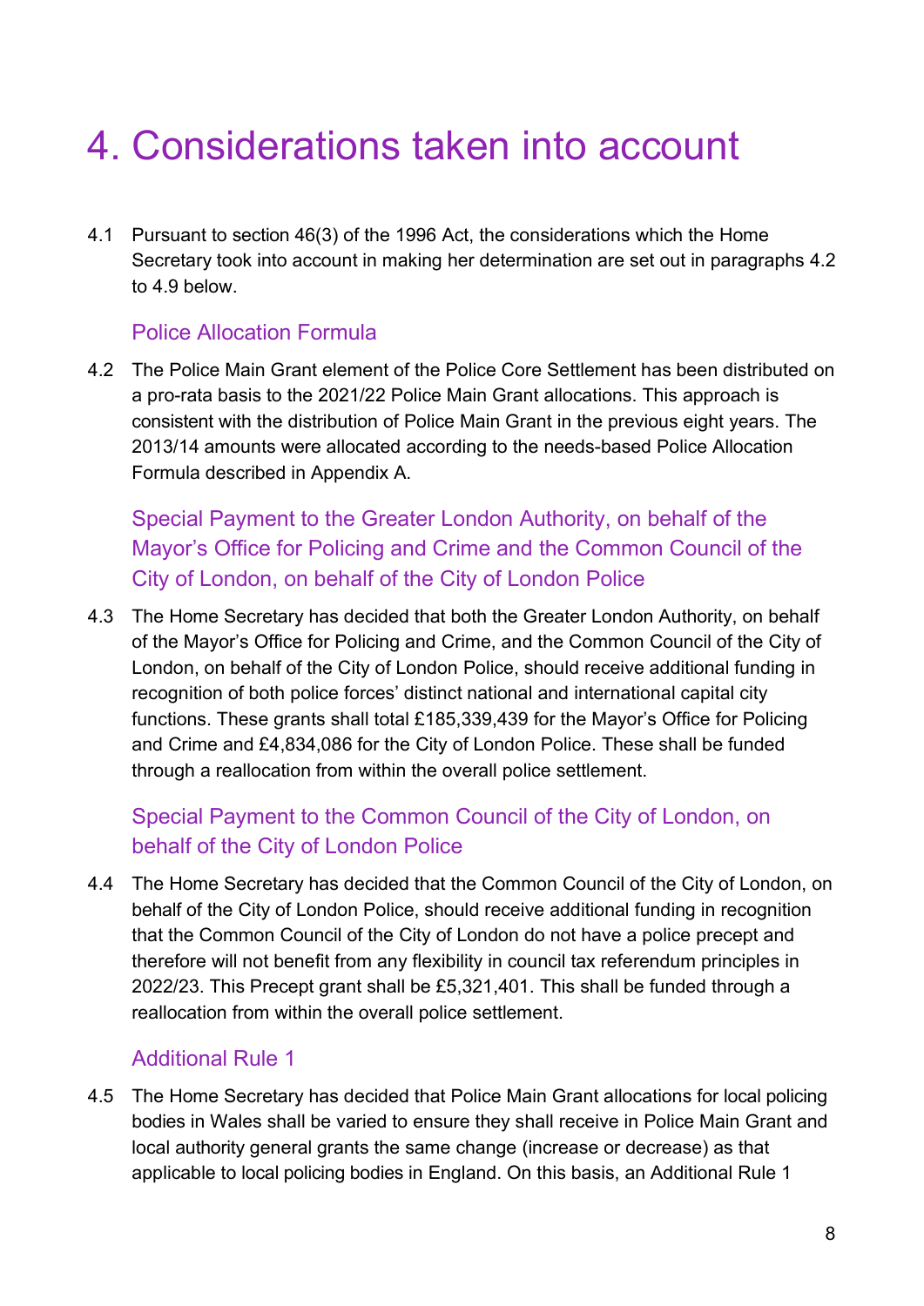# 4. Considerations taken into account

4.1 Pursuant to section 46(3) of the 1996 Act, the considerations which the Home Secretary took into account in making her determination are set out in paragraphs 4.2 to 4.9 below.

## Police Allocation Formula

4.2 The Police Main Grant element of the Police Core Settlement has been distributed on a pro-rata basis to the 2021/22 Police Main Grant allocations. This approach is consistent with the distribution of Police Main Grant in the previous eight years. The 2013/14 amounts were allocated according to the needs-based Police Allocation Formula described in Appendix A.

## Special Payment to the Greater London Authority, on behalf of the Mayor's Office for Policing and Crime and the Common Council of the City of London, on behalf of the City of London Police

4.3 The Home Secretary has decided that both the Greater London Authority, on behalf of the Mayor's Office for Policing and Crime, and the Common Council of the City of London, on behalf of the City of London Police, should receive additional funding in recognition of both police forces' distinct national and international capital city functions. These grants shall total £185,339,439 for the Mayor's Office for Policing and Crime and £4,834,086 for the City of London Police. These shall be funded through a reallocation from within the overall police settlement.

## Special Payment to the Common Council of the City of London, on behalf of the City of London Police

4.4 The Home Secretary has decided that the Common Council of the City of London, on behalf of the City of London Police, should receive additional funding in recognition that the Common Council of the City of London do not have a police precept and therefore will not benefit from any flexibility in council tax referendum principles in 2022/23. This Precept grant shall be £5,321,401. This shall be funded through a reallocation from within the overall police settlement.

## Additional Rule 1

4.5 The Home Secretary has decided that Police Main Grant allocations for local policing bodies in Wales shall be varied to ensure they shall receive in Police Main Grant and local authority general grants the same change (increase or decrease) as that applicable to local policing bodies in England. On this basis, an Additional Rule 1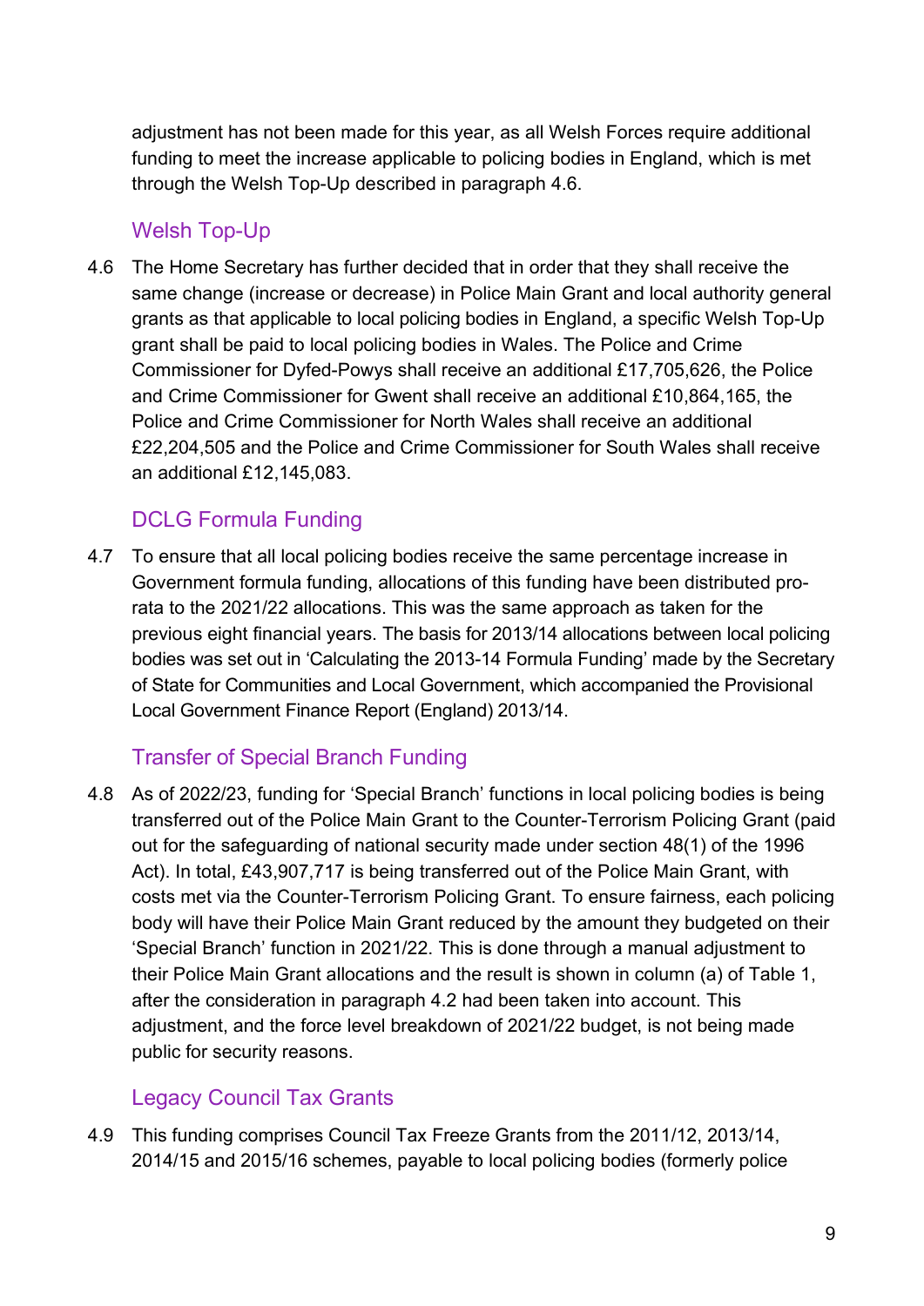adjustment has not been made for this year, as all Welsh Forces require additional funding to meet the increase applicable to policing bodies in England, which is met through the Welsh Top-Up described in paragraph 4.6.

### Welsh Top-Up

4.6 The Home Secretary has further decided that in order that they shall receive the same change (increase or decrease) in Police Main Grant and local authority general grants as that applicable to local policing bodies in England, a specific Welsh Top-Up grant shall be paid to local policing bodies in Wales. The Police and Crime Commissioner for Dyfed-Powys shall receive an additional £17,705,626, the Police and Crime Commissioner for Gwent shall receive an additional £10,864,165, the Police and Crime Commissioner for North Wales shall receive an additional £22,204,505 and the Police and Crime Commissioner for South Wales shall receive an additional £12,145,083.

### DCLG Formula Funding

4.7 To ensure that all local policing bodies receive the same percentage increase in Government formula funding, allocations of this funding have been distributed pro-rata to the 2021/22 allocations. This was the same approach as taken for the previous eight financial years. The basis for 2013/14 allocations between local policing bodies was set out in 'Calculating the 2013-14 Formula Funding' made by the Secretary of State for Communities and Local Government, which accompanied the Provisional Local Government Finance Report (England) 2013/14.

### Transfer of Special Branch Funding

4.8 As of 2022/23, funding for 'Special Branch' functions in local policing bodies is being transferred out of the Police Main Grant to the Counter-Terrorism Policing Grant (paid out for the safeguarding of national security made under section 48(1) of the 1996 Act). In total, £43,907,717 is being transferred out of the Police Main Grant, with costs met via the Counter-Terrorism Policing Grant. To ensure fairness, each policing body will have their Police Main Grant reduced by the amount they budgeted on their 'Special Branch' function in 2021/22. This is done through a manual adjustment to their Police Main Grant allocations and the result is shown in column (a) of Table 1, after the consideration in paragraph 4.2 had been taken into account. This adjustment, and the force level breakdown of 2021/22 budget, is not being made public for security reasons.

### Legacy Council Tax Grants

4.9 This funding comprises Council Tax Freeze Grants from the 2011/12, 2013/14, 2014/15 and 2015/16 schemes, payable to local policing bodies (formerly police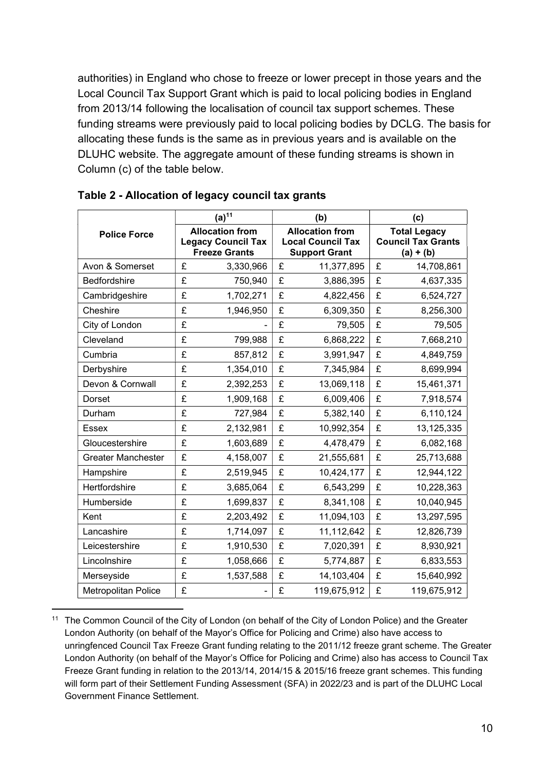authorities) in England who chose to freeze or lower precept in those years and the Local Council Tax Support Grant which is paid to local policing bodies in England from 2013/14 following the localisation of council tax support schemes. These funding streams were previously paid to local policing bodies by DCLG. The basis for allocating these funds is the same as in previous years and is available on the DLUHC website. The aggregate amount of these funding streams is shown in Column (c) of the table below.

**Table 2 - Allocation of legacy council tax grants**

| Police Force | (a)[11] Allocation from Legacy Council Tax Freeze Grants | (b) Allocation from Local Council Tax Support Grant | (c) Total Legacy Council Tax Grants (a) + (b) |
|---|---|---|---|
| Avon & Somerset | £ 3,330,966 | £ 11,377,895 | £ 14,708,861 |
| Bedfordshire | £ 750,940 | £ 3,886,395 | £ 4,637,335 |
| Cambridgeshire | £ 1,702,271 | £ 4,822,456 | £ 6,524,727 |
| Cheshire | £ 1,946,950 | £ 6,309,350 | £ 8,256,300 |
| City of London | £ - | £ 79,505 | £ 79,505 |
| Cleveland | £ 799,988 | £ 6,868,222 | £ 7,668,210 |
| Cumbria | £ 857,812 | £ 3,991,947 | £ 4,849,759 |
| Derbyshire | £ 1,354,010 | £ 7,345,984 | £ 8,699,994 |
| Devon & Cornwall | £ 2,392,253 | £ 13,069,118 | £ 15,461,371 |
| Dorset | £ 1,909,168 | £ 6,009,406 | £ 7,918,574 |
| Durham | £ 727,984 | £ 5,382,140 | £ 6,110,124 |
| Essex | £ 2,132,981 | £ 10,992,354 | £ 13,125,335 |
| Gloucestershire | £ 1,603,689 | £ 4,478,479 | £ 6,082,168 |
| Greater Manchester | £ 4,158,007 | £ 21,555,681 | £ 25,713,688 |
| Hampshire | £ 2,519,945 | £ 10,424,177 | £ 12,944,122 |
| Hertfordshire | £ 3,685,064 | £ 6,543,299 | £ 10,228,363 |
| Humberside | £ 1,699,837 | £ 8,341,108 | £ 10,040,945 |
| Kent | £ 2,203,492 | £ 11,094,103 | £ 13,297,595 |
| Lancashire | £ 1,714,097 | £ 11,112,642 | £ 12,826,739 |
| Leicestershire | £ 1,910,530 | £ 7,020,391 | £ 8,930,921 |
| Lincolnshire | £ 1,058,666 | £ 5,774,887 | £ 6,833,553 |
| Merseyside | £ 1,537,588 | £ 14,103,404 | £ 15,640,992 |
| Metropolitan Police | £ - | £ 119,675,912 | £ 119,675,912 |

[11] The Common Council of the City of London (on behalf of the City of London Police) and the Greater London Authority (on behalf of the Mayor's Office for Policing and Crime) also have access to unringfenced Council Tax Freeze Grant funding relating to the 2011/12 freeze grant scheme. The Greater London Authority (on behalf of the Mayor's Office for Policing and Crime) also has access to Council Tax Freeze Grant funding in relation to the 2013/14, 2014/15 & 2015/16 freeze grant schemes. This funding will form part of their Settlement Funding Assessment (SFA) in 2022/23 and is part of the DLUHC Local Government Finance Settlement.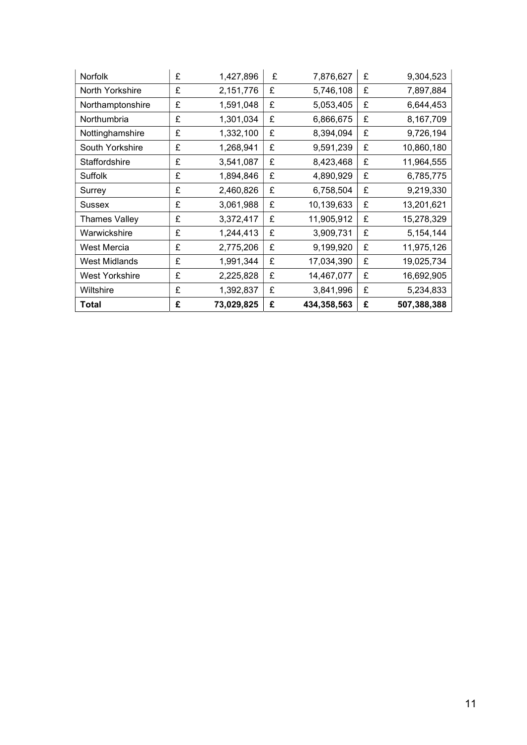| Norfolk | £ | 1,427,896 | £ | 7,876,627 | £ | 9,304,523 |
|---|---|---|---|---|---|---|
| North Yorkshire | £ | 2,151,776 | £ | 5,746,108 | £ | 7,897,884 |
| Northamptonshire | £ | 1,591,048 | £ | 5,053,405 | £ | 6,644,453 |
| Northumbria | £ | 1,301,034 | £ | 6,866,675 | £ | 8,167,709 |
| Nottinghamshire | £ | 1,332,100 | £ | 8,394,094 | £ | 9,726,194 |
| South Yorkshire | £ | 1,268,941 | £ | 9,591,239 | £ | 10,860,180 |
| Staffordshire | £ | 3,541,087 | £ | 8,423,468 | £ | 11,964,555 |
| Suffolk | £ | 1,894,846 | £ | 4,890,929 | £ | 6,785,775 |
| Surrey | £ | 2,460,826 | £ | 6,758,504 | £ | 9,219,330 |
| Sussex | £ | 3,061,988 | £ | 10,139,633 | £ | 13,201,621 |
| Thames Valley | £ | 3,372,417 | £ | 11,905,912 | £ | 15,278,329 |
| Warwickshire | £ | 1,244,413 | £ | 3,909,731 | £ | 5,154,144 |
| West Mercia | £ | 2,775,206 | £ | 9,199,920 | £ | 11,975,126 |
| West Midlands | £ | 1,991,344 | £ | 17,034,390 | £ | 19,025,734 |
| West Yorkshire | £ | 2,225,828 | £ | 14,467,077 | £ | 16,692,905 |
| Wiltshire | £ | 1,392,837 | £ | 3,841,996 | £ | 5,234,833 |
| **Total** | **£** | **73,029,825** | **£** | **434,358,563** | **£** | **507,388,388** |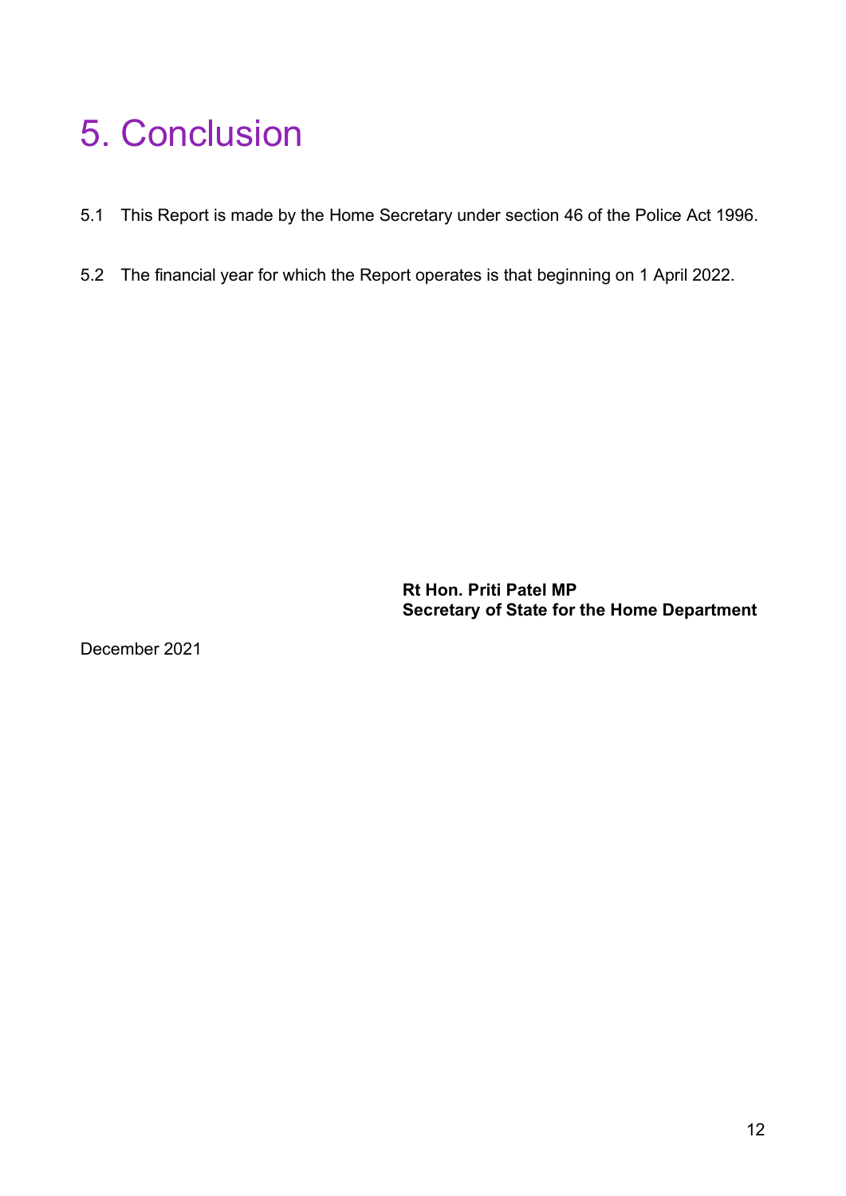# 5. Conclusion

5.1 This Report is made by the Home Secretary under section 46 of the Police Act 1996.

5.2 The financial year for which the Report operates is that beginning on 1 April 2022.

**Rt Hon. Priti Patel MP**
**Secretary of State for the Home Department**

December 2021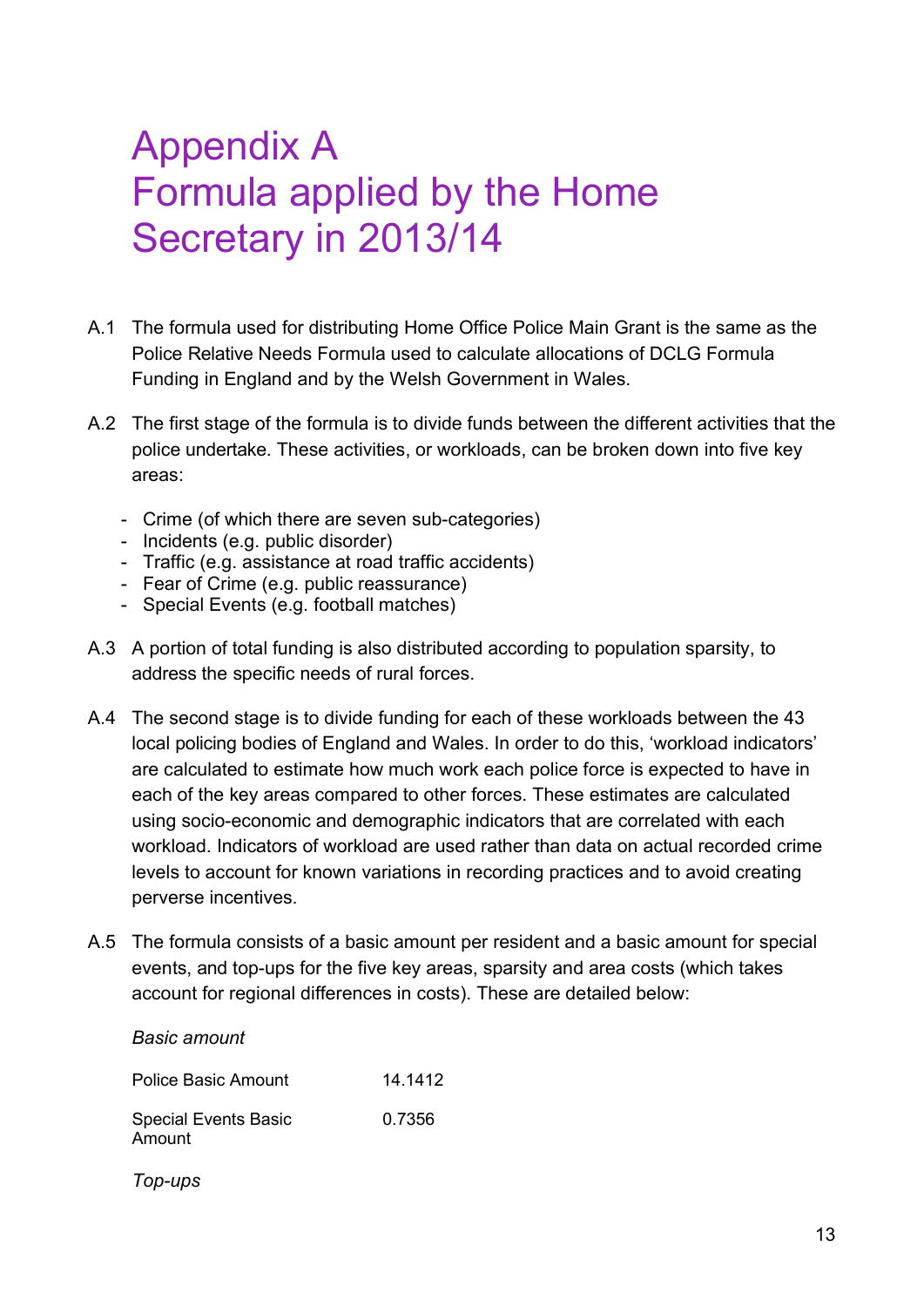# Appendix A
# Formula applied by the Home Secretary in 2013/14

A.1 The formula used for distributing Home Office Police Main Grant is the same as the Police Relative Needs Formula used to calculate allocations of DCLG Formula Funding in England and by the Welsh Government in Wales.

A.2 The first stage of the formula is to divide funds between the different activities that the police undertake. These activities, or workloads, can be broken down into five key areas:

- Crime (of which there are seven sub-categories)
- Incidents (e.g. public disorder)
- Traffic (e.g. assistance at road traffic accidents)
- Fear of Crime (e.g. public reassurance)
- Special Events (e.g. football matches)

A.3 A portion of total funding is also distributed according to population sparsity, to address the specific needs of rural forces.

A.4 The second stage is to divide funding for each of these workloads between the 43 local policing bodies of England and Wales. In order to do this, 'workload indicators' are calculated to estimate how much work each police force is expected to have in each of the key areas compared to other forces. These estimates are calculated using socio-economic and demographic indicators that are correlated with each workload. Indicators of workload are used rather than data on actual recorded crime levels to account for known variations in recording practices and to avoid creating perverse incentives.

A.5 The formula consists of a basic amount per resident and a basic amount for special events, and top-ups for the five key areas, sparsity and area costs (which takes account for regional differences in costs). These are detailed below:

*Basic amount*

| | |
|---|---|
| Police Basic Amount | 14.1412 |
| Special Events Basic Amount | 0.7356 |

*Top-ups*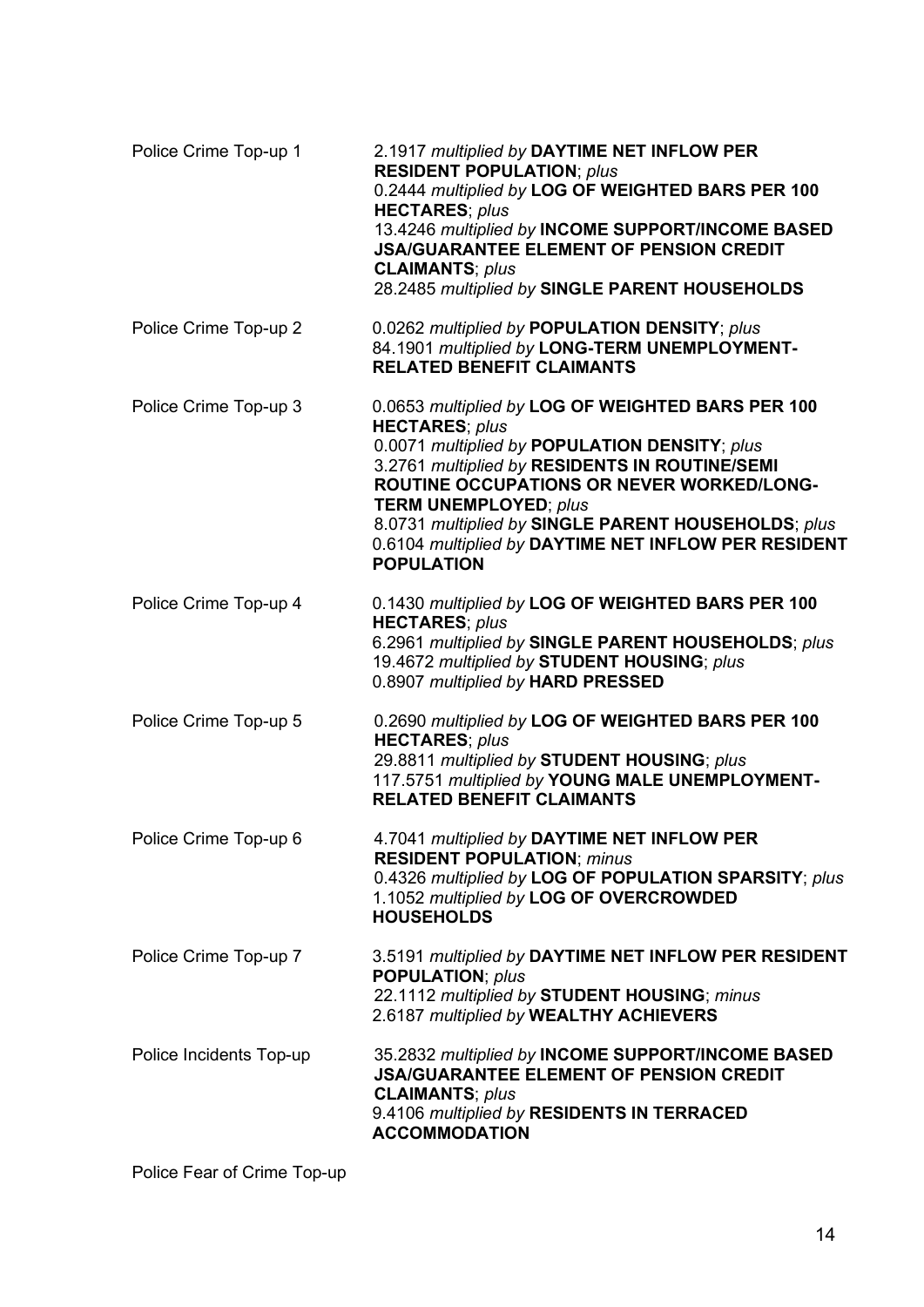| | |
|---|---|
| Police Crime Top-up 1 | 2.1917 *multiplied by* **DAYTIME NET INFLOW PER RESIDENT POPULATION**; *plus* 0.2444 *multiplied by* **LOG OF WEIGHTED BARS PER 100 HECTARES**; *plus* 13.4246 *multiplied by* **INCOME SUPPORT/INCOME BASED JSA/GUARANTEE ELEMENT OF PENSION CREDIT CLAIMANTS**; *plus* 28.2485 *multiplied by* **SINGLE PARENT HOUSEHOLDS** |
| Police Crime Top-up 2 | 0.0262 *multiplied by* **POPULATION DENSITY**; *plus* 84.1901 *multiplied by* **LONG-TERM UNEMPLOYMENT-RELATED BENEFIT CLAIMANTS** |
| Police Crime Top-up 3 | 0.0653 *multiplied by* **LOG OF WEIGHTED BARS PER 100 HECTARES**; *plus* 0.0071 *multiplied by* **POPULATION DENSITY**; *plus* 3.2761 *multiplied by* **RESIDENTS IN ROUTINE/SEMI ROUTINE OCCUPATIONS OR NEVER WORKED/LONG-TERM UNEMPLOYED**; *plus* 8.0731 *multiplied by* **SINGLE PARENT HOUSEHOLDS**; *plus* 0.6104 *multiplied by* **DAYTIME NET INFLOW PER RESIDENT POPULATION** |
| Police Crime Top-up 4 | 0.1430 *multiplied by* **LOG OF WEIGHTED BARS PER 100 HECTARES**; *plus* 6.2961 *multiplied by* **SINGLE PARENT HOUSEHOLDS**; *plus* 19.4672 *multiplied by* **STUDENT HOUSING**; *plus* 0.8907 *multiplied by* **HARD PRESSED** |
| Police Crime Top-up 5 | 0.2690 *multiplied by* **LOG OF WEIGHTED BARS PER 100 HECTARES**; *plus* 29.8811 *multiplied by* **STUDENT HOUSING**; *plus* 117.5751 *multiplied by* **YOUNG MALE UNEMPLOYMENT-RELATED BENEFIT CLAIMANTS** |
| Police Crime Top-up 6 | 4.7041 *multiplied by* **DAYTIME NET INFLOW PER RESIDENT POPULATION**; *minus* 0.4326 *multiplied by* **LOG OF POPULATION SPARSITY**; *plus* 1.1052 *multiplied by* **LOG OF OVERCROWDED HOUSEHOLDS** |
| Police Crime Top-up 7 | 3.5191 *multiplied by* **DAYTIME NET INFLOW PER RESIDENT POPULATION**; *plus* 22.1112 *multiplied by* **STUDENT HOUSING**; *minus* 2.6187 *multiplied by* **WEALTHY ACHIEVERS** |
| Police Incidents Top-up | 35.2832 *multiplied by* **INCOME SUPPORT/INCOME BASED JSA/GUARANTEE ELEMENT OF PENSION CREDIT CLAIMANTS**; *plus* 9.4106 *multiplied by* **RESIDENTS IN TERRACED ACCOMMODATION** |

Police Fear of Crime Top-up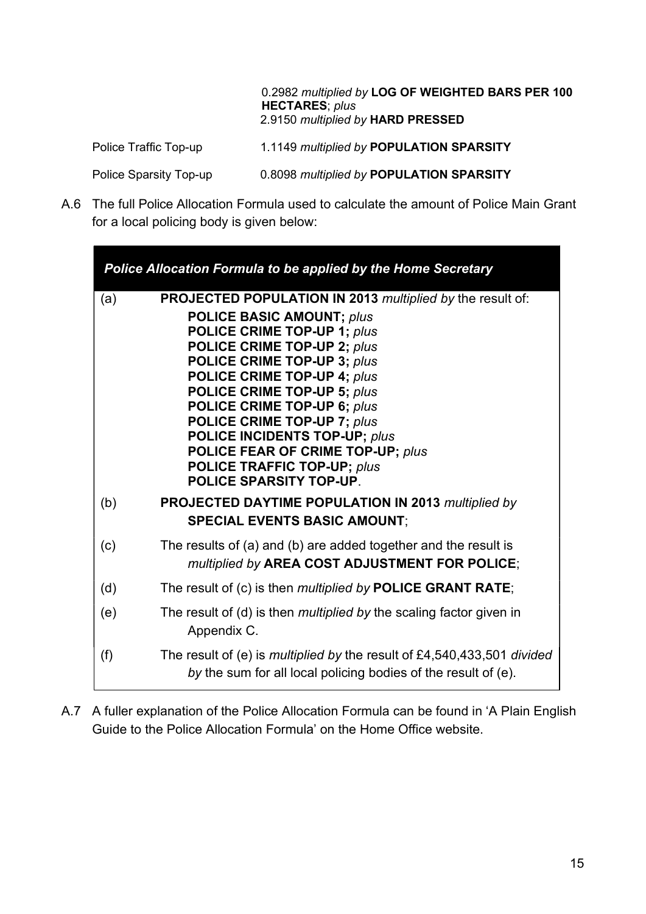| | |
|---|---|
| | 0.2982 *multiplied by* **LOG OF WEIGHTED BARS PER 100 HECTARES**; *plus* 2.9150 *multiplied by* **HARD PRESSED** |
| Police Traffic Top-up | 1.1149 *multiplied by* **POPULATION SPARSITY** |
| Police Sparsity Top-up | 0.8098 *multiplied by* **POPULATION SPARSITY** |

A.6 The full Police Allocation Formula used to calculate the amount of Police Main Grant for a local policing body is given below:

| ***Police Allocation Formula to be applied by the Home Secretary*** | |
|---|---|
| (a) | **PROJECTED POPULATION IN 2013** *multiplied by* the result of:<br>**POLICE BASIC AMOUNT;** *plus*<br>**POLICE CRIME TOP-UP 1;** *plus*<br>**POLICE CRIME TOP-UP 2;** *plus*<br>**POLICE CRIME TOP-UP 3;** *plus*<br>**POLICE CRIME TOP-UP 4;** *plus*<br>**POLICE CRIME TOP-UP 5;** *plus*<br>**POLICE CRIME TOP-UP 6;** *plus*<br>**POLICE CRIME TOP-UP 7;** *plus*<br>**POLICE INCIDENTS TOP-UP;** *plus*<br>**POLICE FEAR OF CRIME TOP-UP;** *plus*<br>**POLICE TRAFFIC TOP-UP;** *plus*<br>**POLICE SPARSITY TOP-UP**. |
| (b) | **PROJECTED DAYTIME POPULATION IN 2013** *multiplied by* **SPECIAL EVENTS BASIC AMOUNT**; |
| (c) | The results of (a) and (b) are added together and the result is *multiplied by* **AREA COST ADJUSTMENT FOR POLICE**; |
| (d) | The result of (c) is then *multiplied by* **POLICE GRANT RATE**; |
| (e) | The result of (d) is then *multiplied by* the scaling factor given in Appendix C. |
| (f) | The result of (e) is *multiplied by* the result of £4,540,433,501 *divided by* the sum for all local policing bodies of the result of (e). |

A.7 A fuller explanation of the Police Allocation Formula can be found in 'A Plain English Guide to the Police Allocation Formula' on the Home Office website.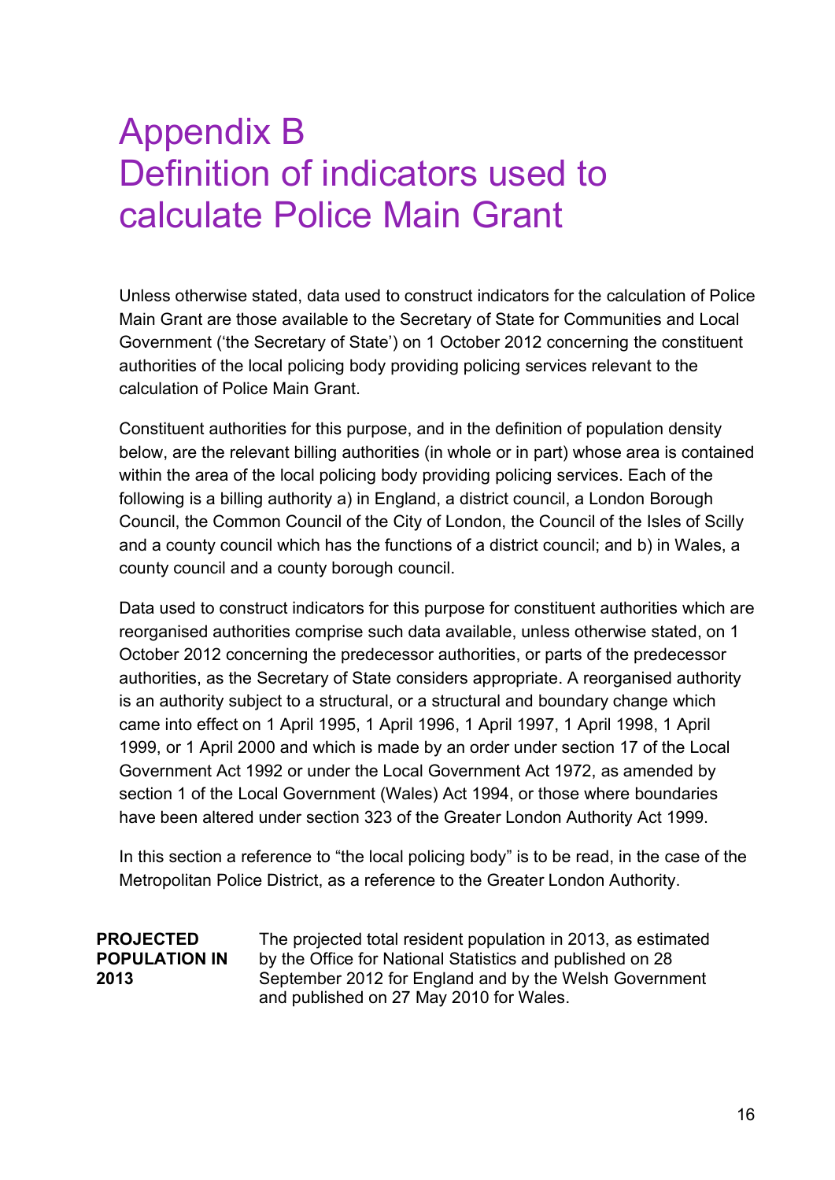# Appendix B
# Definition of indicators used to calculate Police Main Grant

Unless otherwise stated, data used to construct indicators for the calculation of Police Main Grant are those available to the Secretary of State for Communities and Local Government ('the Secretary of State') on 1 October 2012 concerning the constituent authorities of the local policing body providing policing services relevant to the calculation of Police Main Grant.

Constituent authorities for this purpose, and in the definition of population density below, are the relevant billing authorities (in whole or in part) whose area is contained within the area of the local policing body providing policing services. Each of the following is a billing authority a) in England, a district council, a London Borough Council, the Common Council of the City of London, the Council of the Isles of Scilly and a county council which has the functions of a district council; and b) in Wales, a county council and a county borough council.

Data used to construct indicators for this purpose for constituent authorities which are reorganised authorities comprise such data available, unless otherwise stated, on 1 October 2012 concerning the predecessor authorities, or parts of the predecessor authorities, as the Secretary of State considers appropriate. A reorganised authority is an authority subject to a structural, or a structural and boundary change which came into effect on 1 April 1995, 1 April 1996, 1 April 1997, 1 April 1998, 1 April 1999, or 1 April 2000 and which is made by an order under section 17 of the Local Government Act 1992 or under the Local Government Act 1972, as amended by section 1 of the Local Government (Wales) Act 1994, or those where boundaries have been altered under section 323 of the Greater London Authority Act 1999.

In this section a reference to "the local policing body" is to be read, in the case of the Metropolitan Police District, as a reference to the Greater London Authority.

**PROJECTED POPULATION IN 2013**

The projected total resident population in 2013, as estimated by the Office for National Statistics and published on 28 September 2012 for England and by the Welsh Government and published on 27 May 2010 for Wales.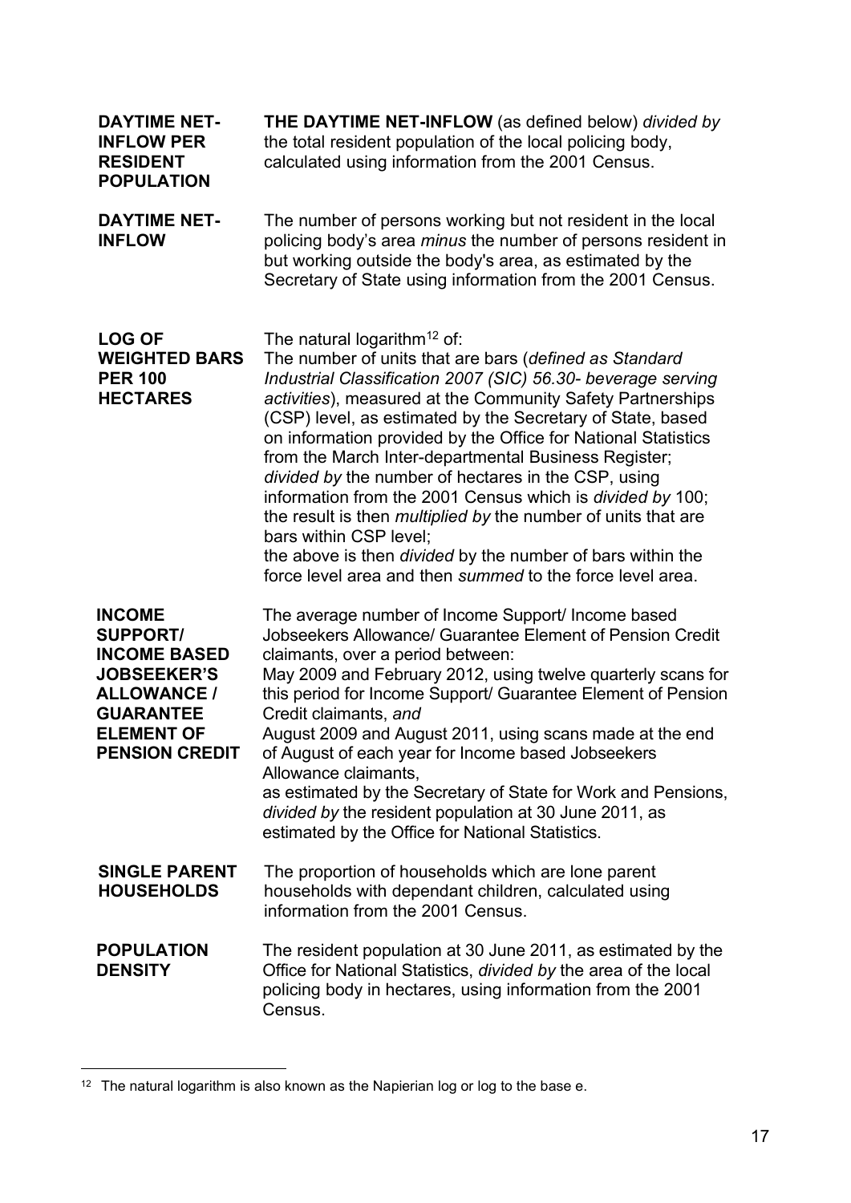| | |
|---|---|
| **DAYTIME NET-INFLOW PER RESIDENT POPULATION** | **THE DAYTIME NET-INFLOW** (as defined below) *divided by* the total resident population of the local policing body, calculated using information from the 2001 Census. |
| **DAYTIME NET-INFLOW** | The number of persons working but not resident in the local policing body's area *minus* the number of persons resident in but working outside the body's area, as estimated by the Secretary of State using information from the 2001 Census. |
| **LOG OF WEIGHTED BARS PER 100 HECTARES** | The natural logarithm[12] of:<br>The number of units that are bars (*defined as Standard Industrial Classification 2007 (SIC) 56.30- beverage serving activities*), measured at the Community Safety Partnerships (CSP) level, as estimated by the Secretary of State, based on information provided by the Office for National Statistics from the March Inter-departmental Business Register;<br>*divided by* the number of hectares in the CSP, using information from the 2001 Census which is *divided by* 100;<br>the result is then *multiplied by* the number of units that are bars within CSP level;<br>the above is then *divided* by the number of bars within the force level area and then *summed* to the force level area. |
| **INCOME SUPPORT/ INCOME BASED JOBSEEKER'S ALLOWANCE / GUARANTEE ELEMENT OF PENSION CREDIT** | The average number of Income Support/ Income based Jobseekers Allowance/ Guarantee Element of Pension Credit claimants, over a period between:<br>May 2009 and February 2012, using twelve quarterly scans for this period for Income Support/ Guarantee Element of Pension Credit claimants, *and*<br>August 2009 and August 2011, using scans made at the end of August of each year for Income based Jobseekers Allowance claimants,<br>as estimated by the Secretary of State for Work and Pensions, *divided by* the resident population at 30 June 2011, as estimated by the Office for National Statistics. |
| **SINGLE PARENT HOUSEHOLDS** | The proportion of households which are lone parent households with dependant children, calculated using information from the 2001 Census. |
| **POPULATION DENSITY** | The resident population at 30 June 2011, as estimated by the Office for National Statistics, *divided by* the area of the local policing body in hectares, using information from the 2001 Census. |

[12] The natural logarithm is also known as the Napierian log or log to the base e.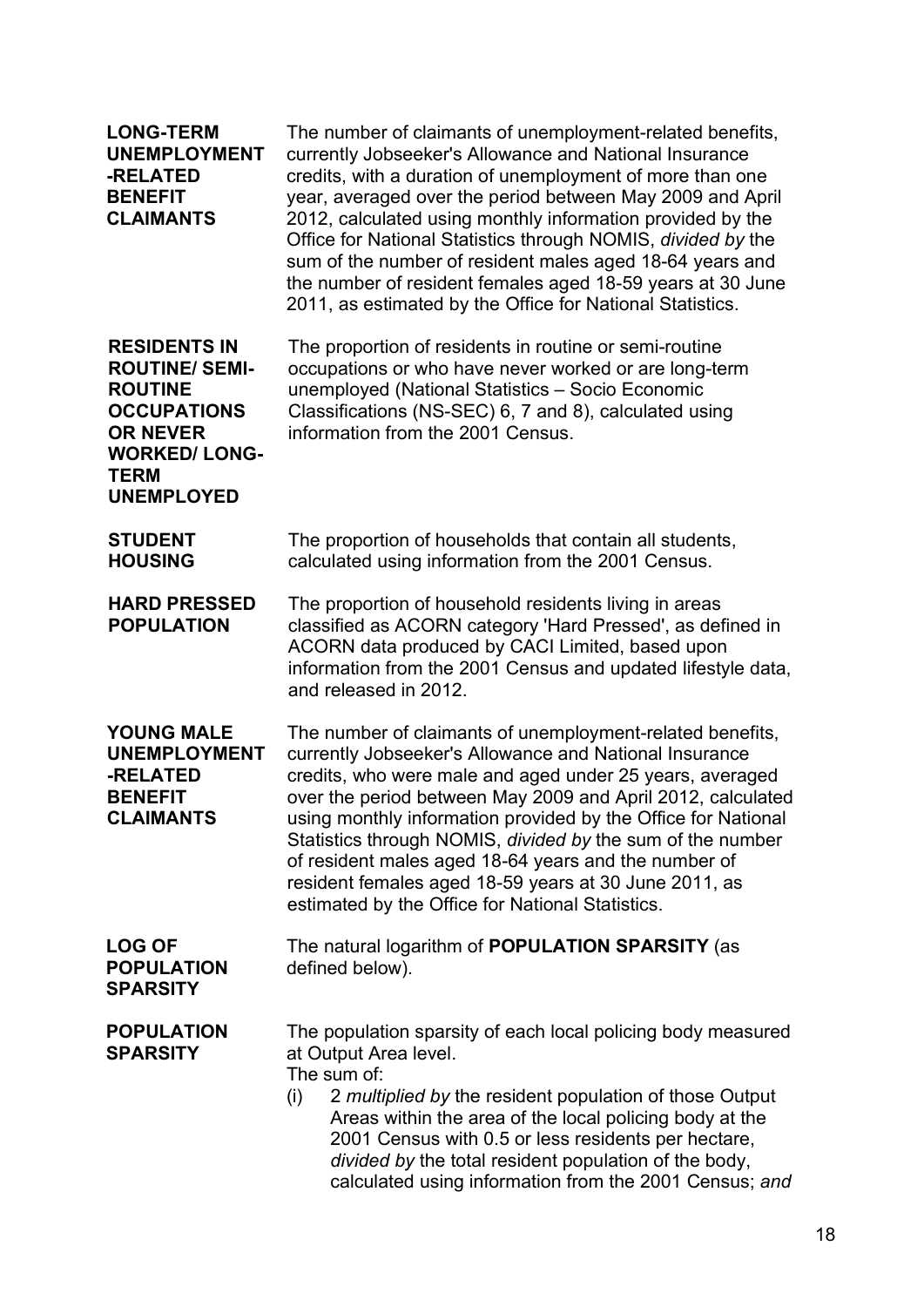**LONG-TERM UNEMPLOYMENT-RELATED BENEFIT CLAIMANTS**

The number of claimants of unemployment-related benefits, currently Jobseeker's Allowance and National Insurance credits, with a duration of unemployment of more than one year, averaged over the period between May 2009 and April 2012, calculated using monthly information provided by the Office for National Statistics through NOMIS, *divided by* the sum of the number of resident males aged 18-64 years and the number of resident females aged 18-59 years at 30 June 2011, as estimated by the Office for National Statistics.

**RESIDENTS IN ROUTINE/ SEMI-ROUTINE OCCUPATIONS OR NEVER WORKED/ LONG-TERM UNEMPLOYED**

The proportion of residents in routine or semi-routine occupations or who have never worked or are long-term unemployed (National Statistics – Socio Economic Classifications (NS-SEC) 6, 7 and 8), calculated using information from the 2001 Census.

**STUDENT HOUSING**

The proportion of households that contain all students, calculated using information from the 2001 Census.

**HARD PRESSED POPULATION**

The proportion of household residents living in areas classified as ACORN category 'Hard Pressed', as defined in ACORN data produced by CACI Limited, based upon information from the 2001 Census and updated lifestyle data, and released in 2012.

**YOUNG MALE UNEMPLOYMENT-RELATED BENEFIT CLAIMANTS**

The number of claimants of unemployment-related benefits, currently Jobseeker's Allowance and National Insurance credits, who were male and aged under 25 years, averaged over the period between May 2009 and April 2012, calculated using monthly information provided by the Office for National Statistics through NOMIS, *divided by* the sum of the number of resident males aged 18-64 years and the number of resident females aged 18-59 years at 30 June 2011, as estimated by the Office for National Statistics.

**LOG OF POPULATION SPARSITY**

The natural logarithm of **POPULATION SPARSITY** (as defined below).

**POPULATION SPARSITY**

The population sparsity of each local policing body measured at Output Area level.

The sum of:

(i) 2 *multiplied by* the resident population of those Output Areas within the area of the local policing body at the 2001 Census with 0.5 or less residents per hectare, *divided by* the total resident population of the body, calculated using information from the 2001 Census; *and*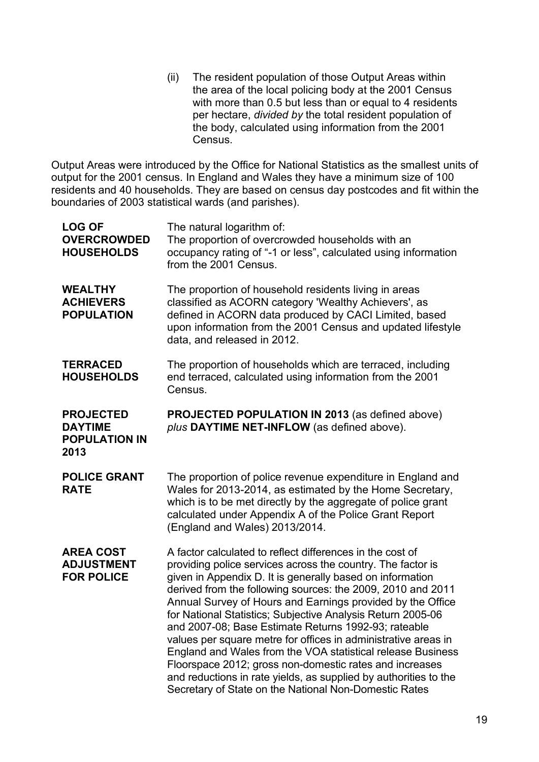(ii) The resident population of those Output Areas within the area of the local policing body at the 2001 Census with more than 0.5 but less than or equal to 4 residents per hectare, *divided by* the total resident population of the body, calculated using information from the 2001 Census.

Output Areas were introduced by the Office for National Statistics as the smallest units of output for the 2001 census. In England and Wales they have a minimum size of 100 residents and 40 households. They are based on census day postcodes and fit within the boundaries of 2003 statistical wards (and parishes).

| | |
|---|---|
| **LOG OF OVERCROWDED HOUSEHOLDS** | The natural logarithm of: The proportion of overcrowded households with an occupancy rating of "-1 or less", calculated using information from the 2001 Census. |
| **WEALTHY ACHIEVERS POPULATION** | The proportion of household residents living in areas classified as ACORN category 'Wealthy Achievers', as defined in ACORN data produced by CACI Limited, based upon information from the 2001 Census and updated lifestyle data, and released in 2012. |
| **TERRACED HOUSEHOLDS** | The proportion of households which are terraced, including end terraced, calculated using information from the 2001 Census. |
| **PROJECTED DAYTIME POPULATION IN 2013** | **PROJECTED POPULATION IN 2013** (as defined above) *plus* **DAYTIME NET-INFLOW** (as defined above). |
| **POLICE GRANT RATE** | The proportion of police revenue expenditure in England and Wales for 2013-2014, as estimated by the Home Secretary, which is to be met directly by the aggregate of police grant calculated under Appendix A of the Police Grant Report (England and Wales) 2013/2014. |
| **AREA COST ADJUSTMENT FOR POLICE** | A factor calculated to reflect differences in the cost of providing police services across the country. The factor is given in Appendix D. It is generally based on information derived from the following sources: the 2009, 2010 and 2011 Annual Survey of Hours and Earnings provided by the Office for National Statistics; Subjective Analysis Return 2005-06 and 2007-08; Base Estimate Returns 1992-93; rateable values per square metre for offices in administrative areas in England and Wales from the VOA statistical release Business Floorspace 2012; gross non-domestic rates and increases and reductions in rate yields, as supplied by authorities to the Secretary of State on the National Non-Domestic Rates |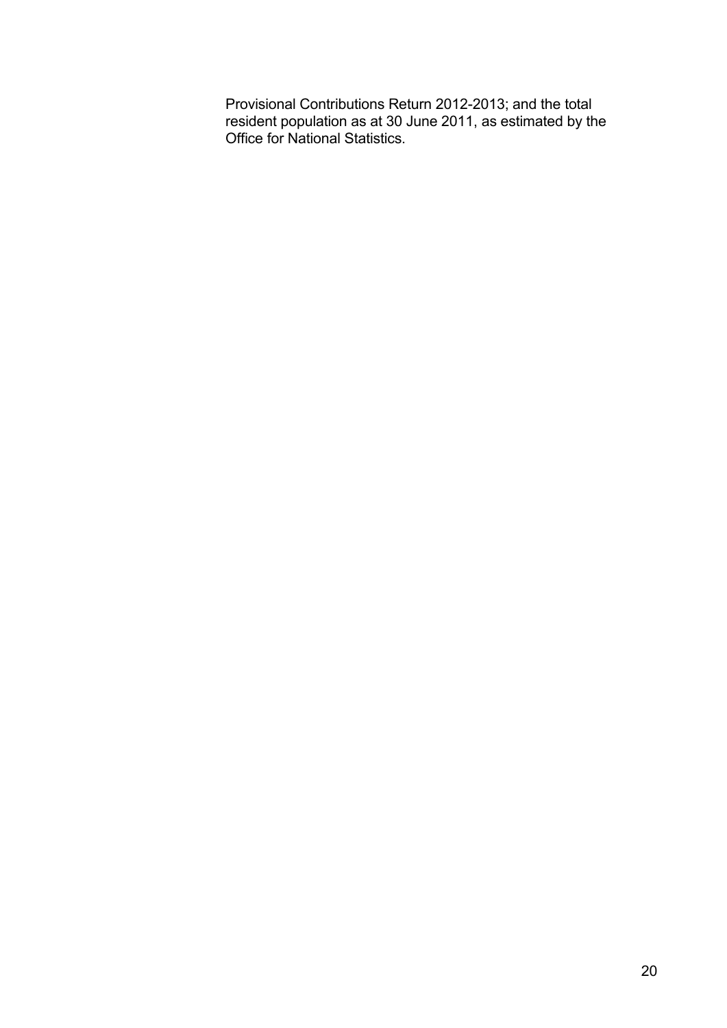Provisional Contributions Return 2012-2013; and the total resident population as at 30 June 2011, as estimated by the Office for National Statistics.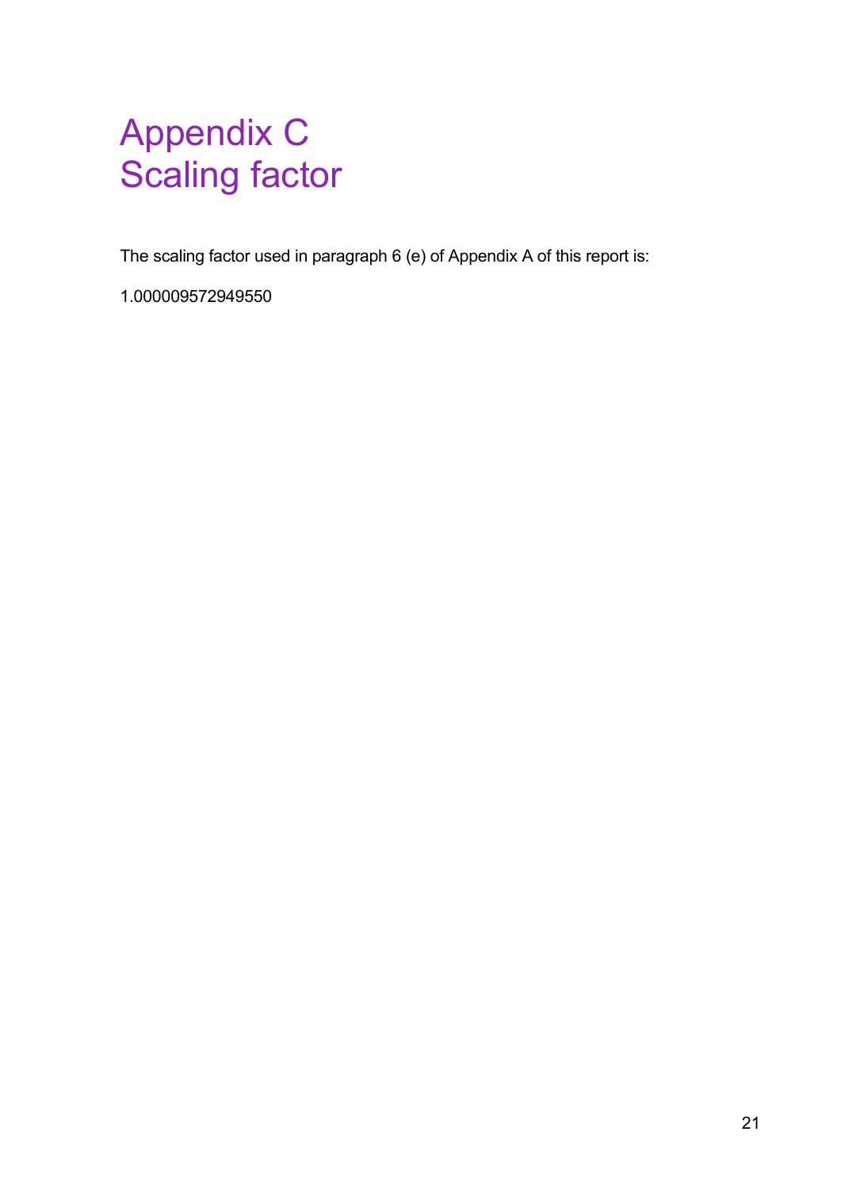# Appendix C
# Scaling factor

The scaling factor used in paragraph 6 (e) of Appendix A of this report is:

1.000009572949550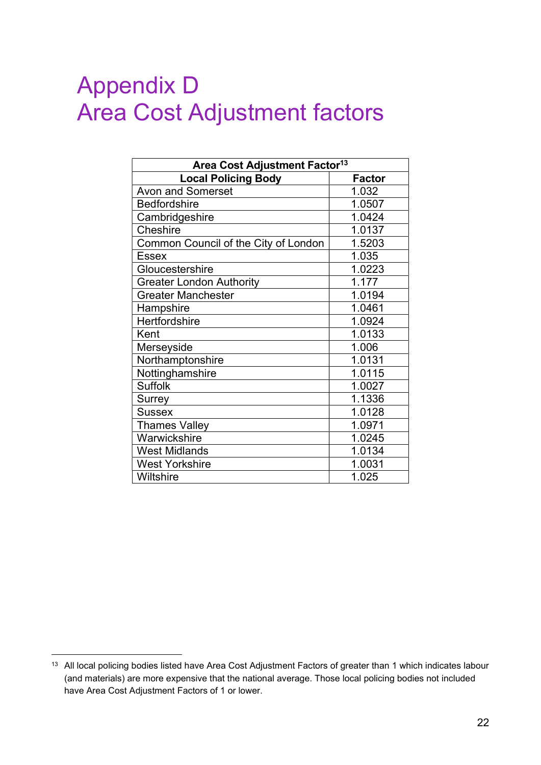# Appendix D
# Area Cost Adjustment factors

| Area Cost Adjustment Factor[13] | |
|---|---|
| **Local Policing Body** | **Factor** |
| Avon and Somerset | 1.032 |
| Bedfordshire | 1.0507 |
| Cambridgeshire | 1.0424 |
| Cheshire | 1.0137 |
| Common Council of the City of London | 1.5203 |
| Essex | 1.035 |
| Gloucestershire | 1.0223 |
| Greater London Authority | 1.177 |
| Greater Manchester | 1.0194 |
| Hampshire | 1.0461 |
| Hertfordshire | 1.0924 |
| Kent | 1.0133 |
| Merseyside | 1.006 |
| Northamptonshire | 1.0131 |
| Nottinghamshire | 1.0115 |
| Suffolk | 1.0027 |
| Surrey | 1.1336 |
| Sussex | 1.0128 |
| Thames Valley | 1.0971 |
| Warwickshire | 1.0245 |
| West Midlands | 1.0134 |
| West Yorkshire | 1.0031 |
| Wiltshire | 1.025 |

[13] All local policing bodies listed have Area Cost Adjustment Factors of greater than 1 which indicates labour (and materials) are more expensive that the national average. Those local policing bodies not included have Area Cost Adjustment Factors of 1 or lower.